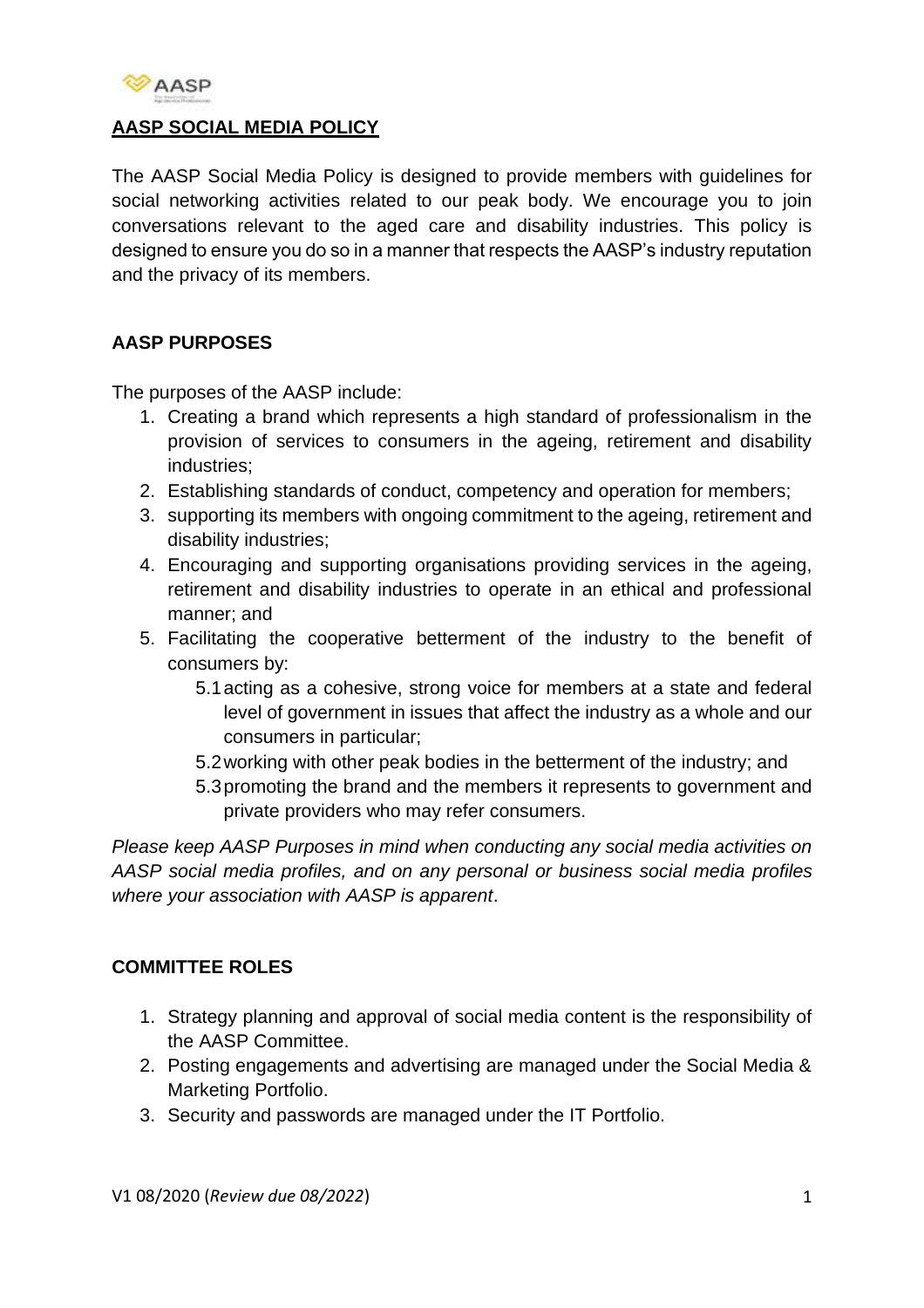# AASP SOCIAL MEDIA POLICY

The AASP Social Media Policy is designed to provide members with guidelines for social networking activities related to our peak body. We encourage you to join conversations relevant to the aged care and disability industries. This policy is designed to ensure you do so in a manner that respects the AASP's industry reputation and the privacy of its members.

## AASP PURPOSES

The purposes of the AASP include:

1. Creating a brand which represents a high standard of professionalism in the provision of services to consumers in the ageing, retirement and disability industries;
2. Establishing standards of conduct, competency and operation for members;
3. supporting its members with ongoing commitment to the ageing, retirement and disability industries;
4. Encouraging and supporting organisations providing services in the ageing, retirement and disability industries to operate in an ethical and professional manner; and
5. Facilitating the cooperative betterment of the industry to the benefit of consumers by:
    - 5.1 acting as a cohesive, strong voice for members at a state and federal level of government in issues that affect the industry as a whole and our consumers in particular;
    - 5.2 working with other peak bodies in the betterment of the industry; and
    - 5.3 promoting the brand and the members it represents to government and private providers who may refer consumers.

*Please keep AASP Purposes in mind when conducting any social media activities on AASP social media profiles, and on any personal or business social media profiles where your association with AASP is apparent*.

## COMMITTEE ROLES

1. Strategy planning and approval of social media content is the responsibility of the AASP Committee.
2. Posting engagements and advertising are managed under the Social Media & Marketing Portfolio.
3. Security and passwords are managed under the IT Portfolio.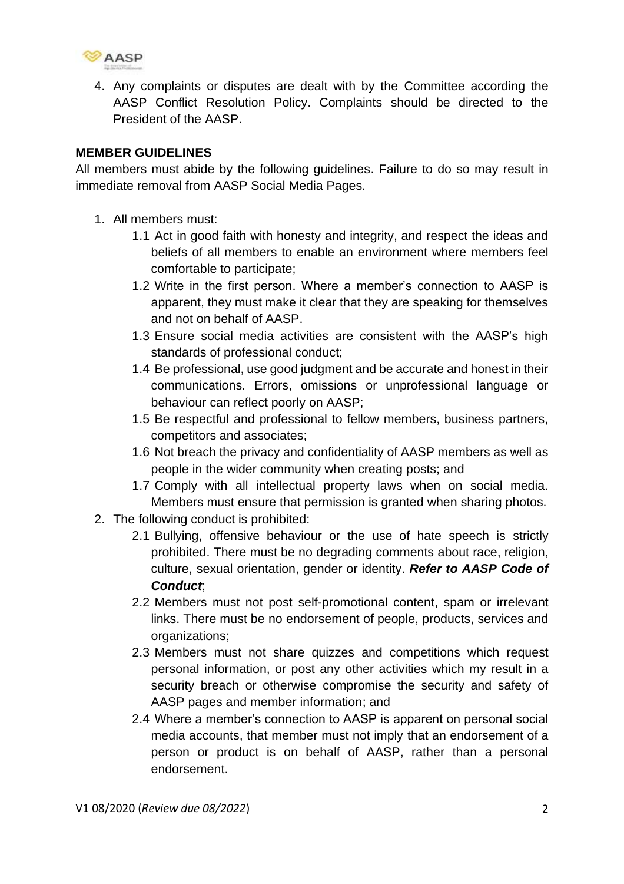4. Any complaints or disputes are dealt with by the Committee according the AASP Conflict Resolution Policy. Complaints should be directed to the President of the AASP.

## MEMBER GUIDELINES

All members must abide by the following guidelines. Failure to do so may result in immediate removal from AASP Social Media Pages.

1. All members must:
   - 1.1 Act in good faith with honesty and integrity, and respect the ideas and beliefs of all members to enable an environment where members feel comfortable to participate;
   - 1.2 Write in the first person. Where a member's connection to AASP is apparent, they must make it clear that they are speaking for themselves and not on behalf of AASP.
   - 1.3 Ensure social media activities are consistent with the AASP's high standards of professional conduct;
   - 1.4 Be professional, use good judgment and be accurate and honest in their communications. Errors, omissions or unprofessional language or behaviour can reflect poorly on AASP;
   - 1.5 Be respectful and professional to fellow members, business partners, competitors and associates;
   - 1.6 Not breach the privacy and confidentiality of AASP members as well as people in the wider community when creating posts; and
   - 1.7 Comply with all intellectual property laws when on social media. Members must ensure that permission is granted when sharing photos.
2. The following conduct is prohibited:
   - 2.1 Bullying, offensive behaviour or the use of hate speech is strictly prohibited. There must be no degrading comments about race, religion, culture, sexual orientation, gender or identity. ***Refer to AASP Code of Conduct***;
   - 2.2 Members must not post self-promotional content, spam or irrelevant links. There must be no endorsement of people, products, services and organizations;
   - 2.3 Members must not share quizzes and competitions which request personal information, or post any other activities which my result in a security breach or otherwise compromise the security and safety of AASP pages and member information; and
   - 2.4 Where a member's connection to AASP is apparent on personal social media accounts, that member must not imply that an endorsement of a person or product is on behalf of AASP, rather than a personal endorsement.

V1 08/2020 (*Review due 08/2022*)